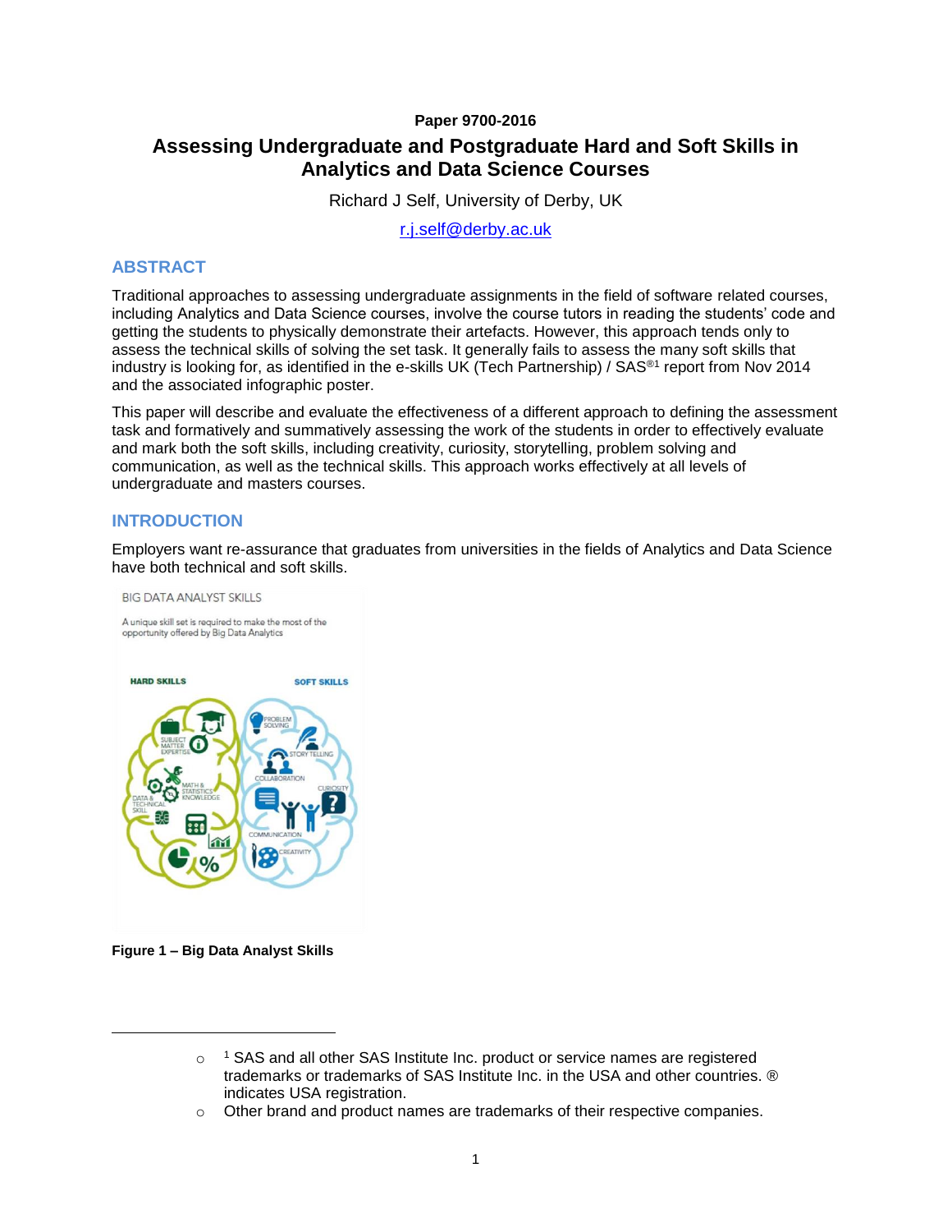Paper 9700-2016

# Assessing Undergraduate and Postgraduate Hard and Soft Skills in Analytics and Data Science Courses

Richard J Self, University of Derby, UK

r.j.self@derby.ac.uk

## ABSTRACT

Traditional approaches to assessing undergraduate assignments in the field of software related courses, including Analytics and Data Science courses, involve the course tutors in reading the students' code and getting the students to physically demonstrate their artefacts. However, this approach tends only to assess the technical skills of solving the set task. It generally fails to assess the many soft skills that industry is looking for, as identified in the e-skills UK (Tech Partnership) / SAS®[1] report from Nov 2014 and the associated infographic poster.

This paper will describe and evaluate the effectiveness of a different approach to defining the assessment task and formatively and summatively assessing the work of the students in order to effectively evaluate and mark both the soft skills, including creativity, curiosity, storytelling, problem solving and communication, as well as the technical skills. This approach works effectively at all levels of undergraduate and masters courses.

## INTRODUCTION

Employers want re-assurance that graduates from universities in the fields of Analytics and Data Science have both technical and soft skills.

BIG DATA ANALYST SKILLS

A unique skill set is required to make the most of the opportunity offered by Big Data Analytics

HARD SKILLS: SUBJECT MATTER EXPERTISE, MATH & STATISTICS KNOWLEDGE, DATA & TECHNICAL SKILL

SOFT SKILLS: PROBLEM SOLVING, STORY TELLING, COLLABORATION, CURIOSITY, COMMUNICATION, CREATIVITY

**Figure 1 – Big Data Analyst Skills**

- [1] SAS and all other SAS Institute Inc. product or service names are registered trademarks or trademarks of SAS Institute Inc. in the USA and other countries. ® indicates USA registration.
- Other brand and product names are trademarks of their respective companies.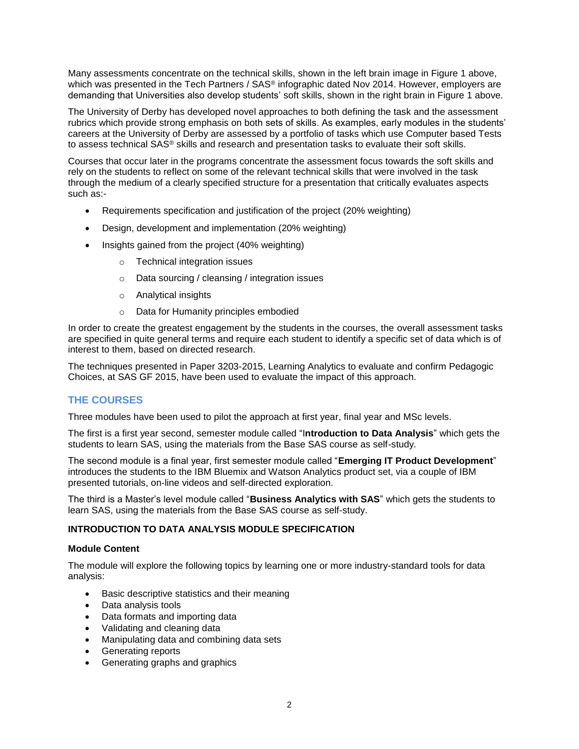Many assessments concentrate on the technical skills, shown in the left brain image in Figure 1 above, which was presented in the Tech Partners / SAS® infographic dated Nov 2014. However, employers are demanding that Universities also develop students' soft skills, shown in the right brain in Figure 1 above.

The University of Derby has developed novel approaches to both defining the task and the assessment rubrics which provide strong emphasis on both sets of skills. As examples, early modules in the students' careers at the University of Derby are assessed by a portfolio of tasks which use Computer based Tests to assess technical SAS® skills and research and presentation tasks to evaluate their soft skills.

Courses that occur later in the programs concentrate the assessment focus towards the soft skills and rely on the students to reflect on some of the relevant technical skills that were involved in the task through the medium of a clearly specified structure for a presentation that critically evaluates aspects such as:-

- Requirements specification and justification of the project (20% weighting)
- Design, development and implementation (20% weighting)
- Insights gained from the project (40% weighting)
    - Technical integration issues
    - Data sourcing / cleansing / integration issues
    - Analytical insights
    - Data for Humanity principles embodied

In order to create the greatest engagement by the students in the courses, the overall assessment tasks are specified in quite general terms and require each student to identify a specific set of data which is of interest to them, based on directed research.

The techniques presented in Paper 3203-2015, Learning Analytics to evaluate and confirm Pedagogic Choices, at SAS GF 2015, have been used to evaluate the impact of this approach.

## THE COURSES

Three modules have been used to pilot the approach at first year, final year and MSc levels.

The first is a first year second, semester module called "I**ntroduction to Data Analysis**" which gets the students to learn SAS, using the materials from the Base SAS course as self-study.

The second module is a final year, first semester module called "**Emerging IT Product Development**" introduces the students to the IBM Bluemix and Watson Analytics product set, via a couple of IBM presented tutorials, on-line videos and self-directed exploration.

The third is a Master's level module called "**Business Analytics with SAS**" which gets the students to learn SAS, using the materials from the Base SAS course as self-study.

### INTRODUCTION TO DATA ANALYSIS MODULE SPECIFICATION

#### Module Content

The module will explore the following topics by learning one or more industry-standard tools for data analysis:

- Basic descriptive statistics and their meaning
- Data analysis tools
- Data formats and importing data
- Validating and cleaning data
- Manipulating data and combining data sets
- Generating reports
- Generating graphs and graphics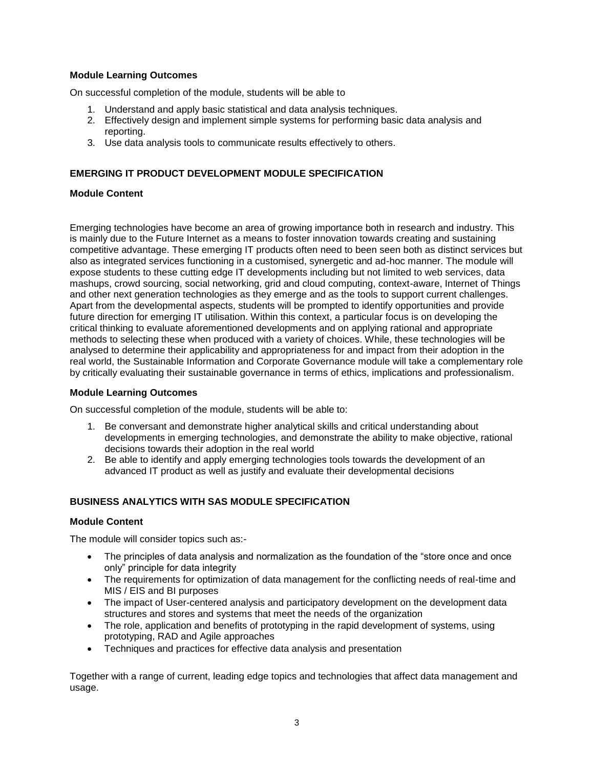### Module Learning Outcomes

On successful completion of the module, students will be able to

1. Understand and apply basic statistical and data analysis techniques.
2. Effectively design and implement simple systems for performing basic data analysis and reporting.
3. Use data analysis tools to communicate results effectively to others.

## EMERGING IT PRODUCT DEVELOPMENT MODULE SPECIFICATION

### Module Content

Emerging technologies have become an area of growing importance both in research and industry. This is mainly due to the Future Internet as a means to foster innovation towards creating and sustaining competitive advantage. These emerging IT products often need to been seen both as distinct services but also as integrated services functioning in a customised, synergetic and ad-hoc manner. The module will expose students to these cutting edge IT developments including but not limited to web services, data mashups, crowd sourcing, social networking, grid and cloud computing, context-aware, Internet of Things and other next generation technologies as they emerge and as the tools to support current challenges. Apart from the developmental aspects, students will be prompted to identify opportunities and provide future direction for emerging IT utilisation. Within this context, a particular focus is on developing the critical thinking to evaluate aforementioned developments and on applying rational and appropriate methods to selecting these when produced with a variety of choices. While, these technologies will be analysed to determine their applicability and appropriateness for and impact from their adoption in the real world, the Sustainable Information and Corporate Governance module will take a complementary role by critically evaluating their sustainable governance in terms of ethics, implications and professionalism.

### Module Learning Outcomes

On successful completion of the module, students will be able to:

1. Be conversant and demonstrate higher analytical skills and critical understanding about developments in emerging technologies, and demonstrate the ability to make objective, rational decisions towards their adoption in the real world
2. Be able to identify and apply emerging technologies tools towards the development of an advanced IT product as well as justify and evaluate their developmental decisions

## BUSINESS ANALYTICS WITH SAS MODULE SPECIFICATION

### Module Content

The module will consider topics such as:-

- The principles of data analysis and normalization as the foundation of the "store once and once only" principle for data integrity
- The requirements for optimization of data management for the conflicting needs of real-time and MIS / EIS and BI purposes
- The impact of User-centered analysis and participatory development on the development data structures and stores and systems that meet the needs of the organization
- The role, application and benefits of prototyping in the rapid development of systems, using prototyping, RAD and Agile approaches
- Techniques and practices for effective data analysis and presentation

Together with a range of current, leading edge topics and technologies that affect data management and usage.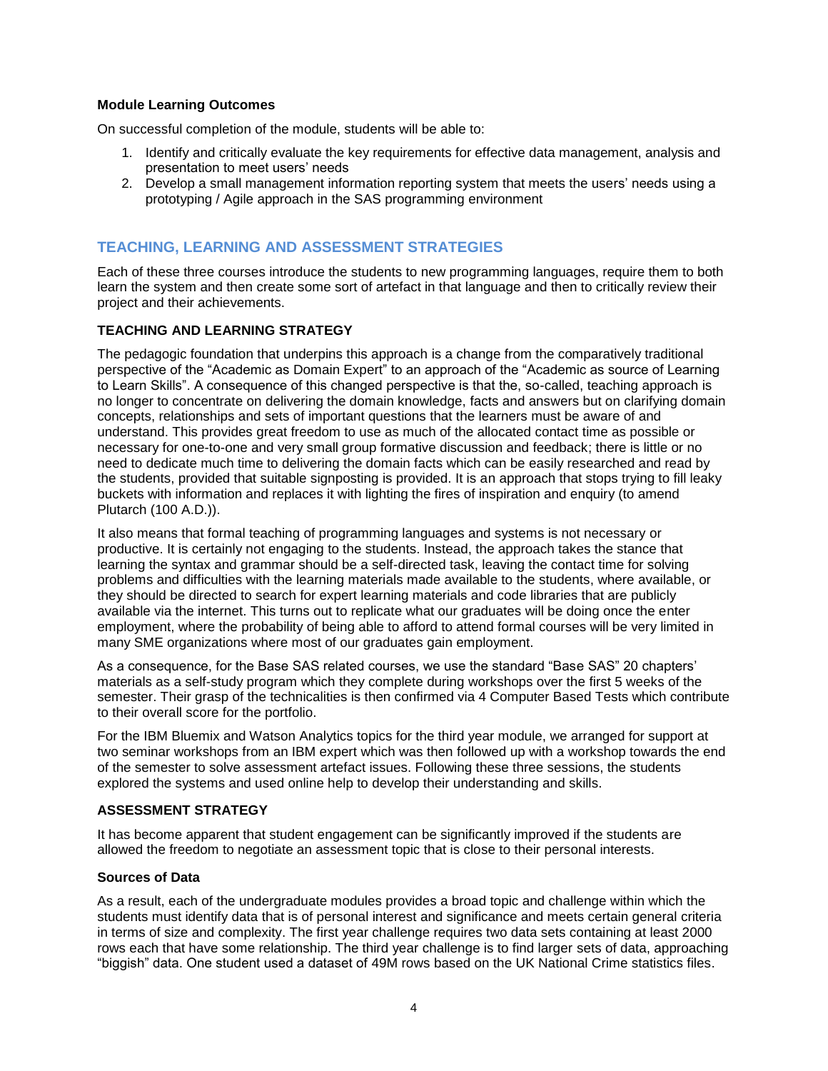**Module Learning Outcomes**

On successful completion of the module, students will be able to:

1. Identify and critically evaluate the key requirements for effective data management, analysis and presentation to meet users' needs
2. Develop a small management information reporting system that meets the users' needs using a prototyping / Agile approach in the SAS programming environment

## TEACHING, LEARNING AND ASSESSMENT STRATEGIES

Each of these three courses introduce the students to new programming languages, require them to both learn the system and then create some sort of artefact in that language and then to critically review their project and their achievements.

### TEACHING AND LEARNING STRATEGY

The pedagogic foundation that underpins this approach is a change from the comparatively traditional perspective of the "Academic as Domain Expert" to an approach of the "Academic as source of Learning to Learn Skills". A consequence of this changed perspective is that the, so-called, teaching approach is no longer to concentrate on delivering the domain knowledge, facts and answers but on clarifying domain concepts, relationships and sets of important questions that the learners must be aware of and understand. This provides great freedom to use as much of the allocated contact time as possible or necessary for one-to-one and very small group formative discussion and feedback; there is little or no need to dedicate much time to delivering the domain facts which can be easily researched and read by the students, provided that suitable signposting is provided. It is an approach that stops trying to fill leaky buckets with information and replaces it with lighting the fires of inspiration and enquiry (to amend Plutarch (100 A.D.)).

It also means that formal teaching of programming languages and systems is not necessary or productive. It is certainly not engaging to the students. Instead, the approach takes the stance that learning the syntax and grammar should be a self-directed task, leaving the contact time for solving problems and difficulties with the learning materials made available to the students, where available, or they should be directed to search for expert learning materials and code libraries that are publicly available via the internet. This turns out to replicate what our graduates will be doing once the enter employment, where the probability of being able to afford to attend formal courses will be very limited in many SME organizations where most of our graduates gain employment.

As a consequence, for the Base SAS related courses, we use the standard "Base SAS" 20 chapters' materials as a self-study program which they complete during workshops over the first 5 weeks of the semester. Their grasp of the technicalities is then confirmed via 4 Computer Based Tests which contribute to their overall score for the portfolio.

For the IBM Bluemix and Watson Analytics topics for the third year module, we arranged for support at two seminar workshops from an IBM expert which was then followed up with a workshop towards the end of the semester to solve assessment artefact issues. Following these three sessions, the students explored the systems and used online help to develop their understanding and skills.

### ASSESSMENT STRATEGY

It has become apparent that student engagement can be significantly improved if the students are allowed the freedom to negotiate an assessment topic that is close to their personal interests.

**Sources of Data**

As a result, each of the undergraduate modules provides a broad topic and challenge within which the students must identify data that is of personal interest and significance and meets certain general criteria in terms of size and complexity. The first year challenge requires two data sets containing at least 2000 rows each that have some relationship. The third year challenge is to find larger sets of data, approaching "biggish" data. One student used a dataset of 49M rows based on the UK National Crime statistics files.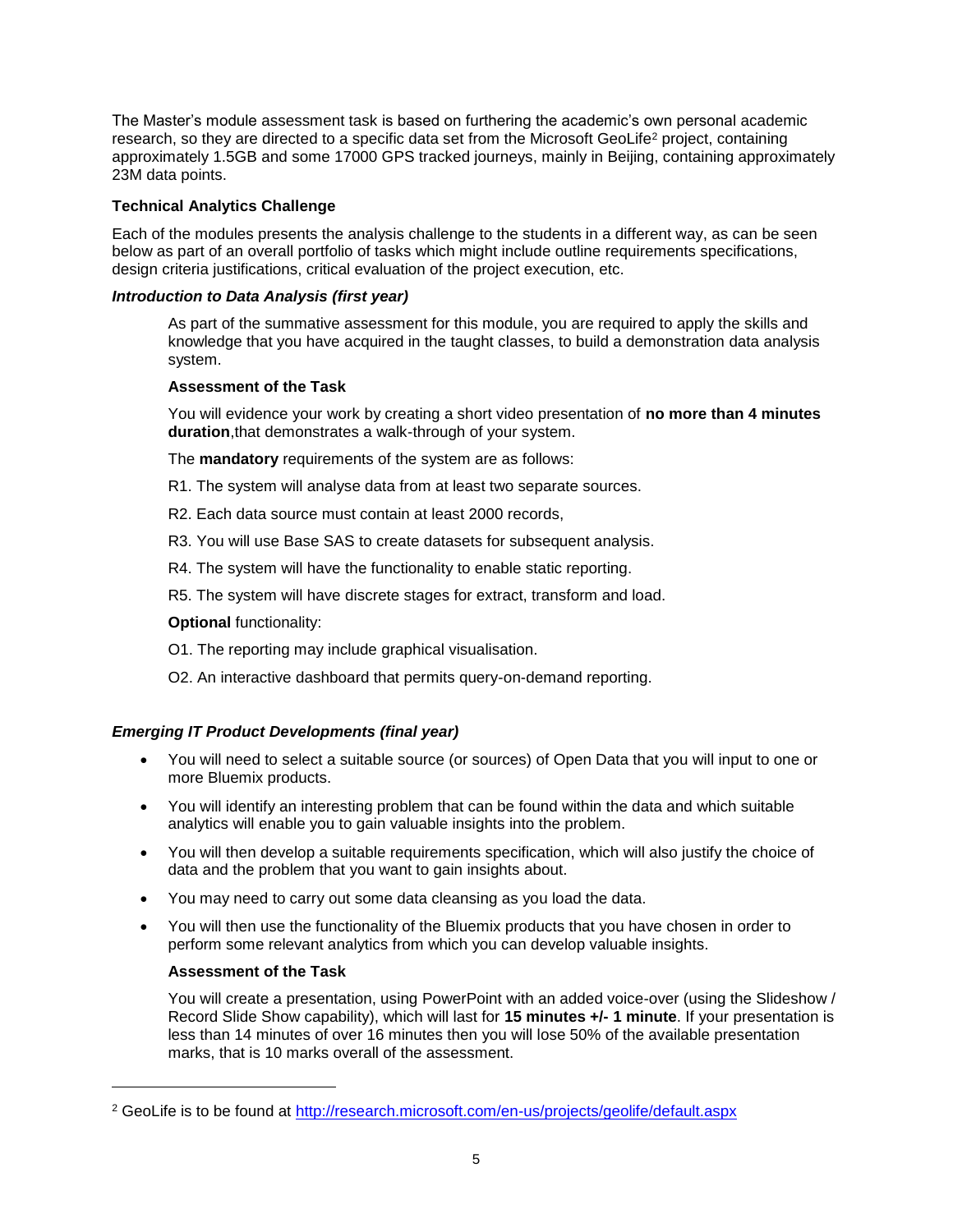The Master's module assessment task is based on furthering the academic's own personal academic research, so they are directed to a specific data set from the Microsoft GeoLife[2] project, containing approximately 1.5GB and some 17000 GPS tracked journeys, mainly in Beijing, containing approximately 23M data points.

**Technical Analytics Challenge**

Each of the modules presents the analysis challenge to the students in a different way, as can be seen below as part of an overall portfolio of tasks which might include outline requirements specifications, design criteria justifications, critical evaluation of the project execution, etc.

***Introduction to Data Analysis (first year)***

As part of the summative assessment for this module, you are required to apply the skills and knowledge that you have acquired in the taught classes, to build a demonstration data analysis system.

**Assessment of the Task**

You will evidence your work by creating a short video presentation of **no more than 4 minutes duration**,that demonstrates a walk-through of your system.

The **mandatory** requirements of the system are as follows:

R1. The system will analyse data from at least two separate sources.

R2. Each data source must contain at least 2000 records,

R3. You will use Base SAS to create datasets for subsequent analysis.

R4. The system will have the functionality to enable static reporting.

R5. The system will have discrete stages for extract, transform and load.

**Optional** functionality:

O1. The reporting may include graphical visualisation.

O2. An interactive dashboard that permits query-on-demand reporting.

***Emerging IT Product Developments (final year)***

- You will need to select a suitable source (or sources) of Open Data that you will input to one or more Bluemix products.
- You will identify an interesting problem that can be found within the data and which suitable analytics will enable you to gain valuable insights into the problem.
- You will then develop a suitable requirements specification, which will also justify the choice of data and the problem that you want to gain insights about.
- You may need to carry out some data cleansing as you load the data.
- You will then use the functionality of the Bluemix products that you have chosen in order to perform some relevant analytics from which you can develop valuable insights.

**Assessment of the Task**

You will create a presentation, using PowerPoint with an added voice-over (using the Slideshow / Record Slide Show capability), which will last for **15 minutes +/- 1 minute**. If your presentation is less than 14 minutes of over 16 minutes then you will lose 50% of the available presentation marks, that is 10 marks overall of the assessment.

---

[2] GeoLife is to be found at http://research.microsoft.com/en-us/projects/geolife/default.aspx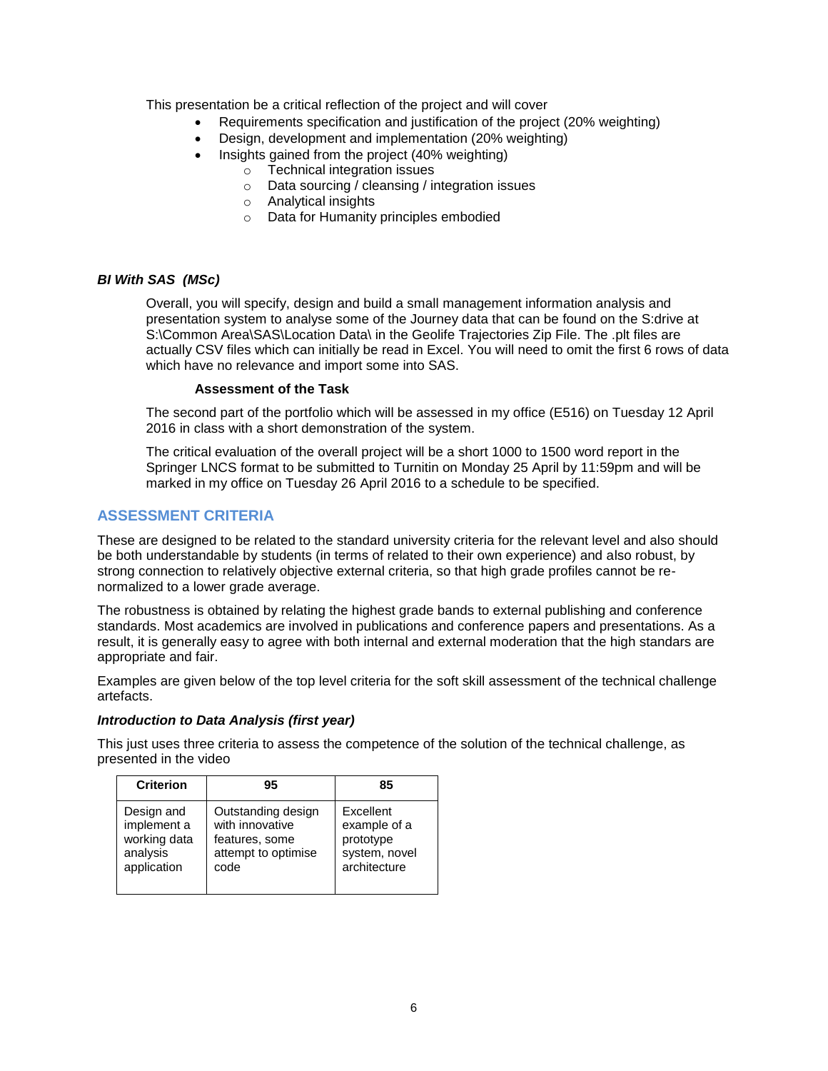This presentation be a critical reflection of the project and will cover

- Requirements specification and justification of the project (20% weighting)
- Design, development and implementation (20% weighting)
- Insights gained from the project (40% weighting)
  - Technical integration issues
  - Data sourcing / cleansing / integration issues
  - Analytical insights
  - Data for Humanity principles embodied

***BI With SAS (MSc)***

Overall, you will specify, design and build a small management information analysis and presentation system to analyse some of the Journey data that can be found on the S:drive at S:\Common Area\SAS\Location Data\ in the Geolife Trajectories Zip File. The .plt files are actually CSV files which can initially be read in Excel. You will need to omit the first 6 rows of data which have no relevance and import some into SAS.

**Assessment of the Task**

The second part of the portfolio which will be assessed in my office (E516) on Tuesday 12 April 2016 in class with a short demonstration of the system.

The critical evaluation of the overall project will be a short 1000 to 1500 word report in the Springer LNCS format to be submitted to Turnitin on Monday 25 April by 11:59pm and will be marked in my office on Tuesday 26 April 2016 to a schedule to be specified.

## ASSESSMENT CRITERIA

These are designed to be related to the standard university criteria for the relevant level and also should be both understandable by students (in terms of related to their own experience) and also robust, by strong connection to relatively objective external criteria, so that high grade profiles cannot be re-normalized to a lower grade average.

The robustness is obtained by relating the highest grade bands to external publishing and conference standards. Most academics are involved in publications and conference papers and presentations. As a result, it is generally easy to agree with both internal and external moderation that the high standards are appropriate and fair.

Examples are given below of the top level criteria for the soft skill assessment of the technical challenge artefacts.

***Introduction to Data Analysis (first year)***

This just uses three criteria to assess the competence of the solution of the technical challenge, as presented in the video

| Criterion | 95 | 85 |
|---|---|---|
| Design and implement a working data analysis application | Outstanding design with innovative features, some attempt to optimise code | Excellent example of a prototype system, novel architecture |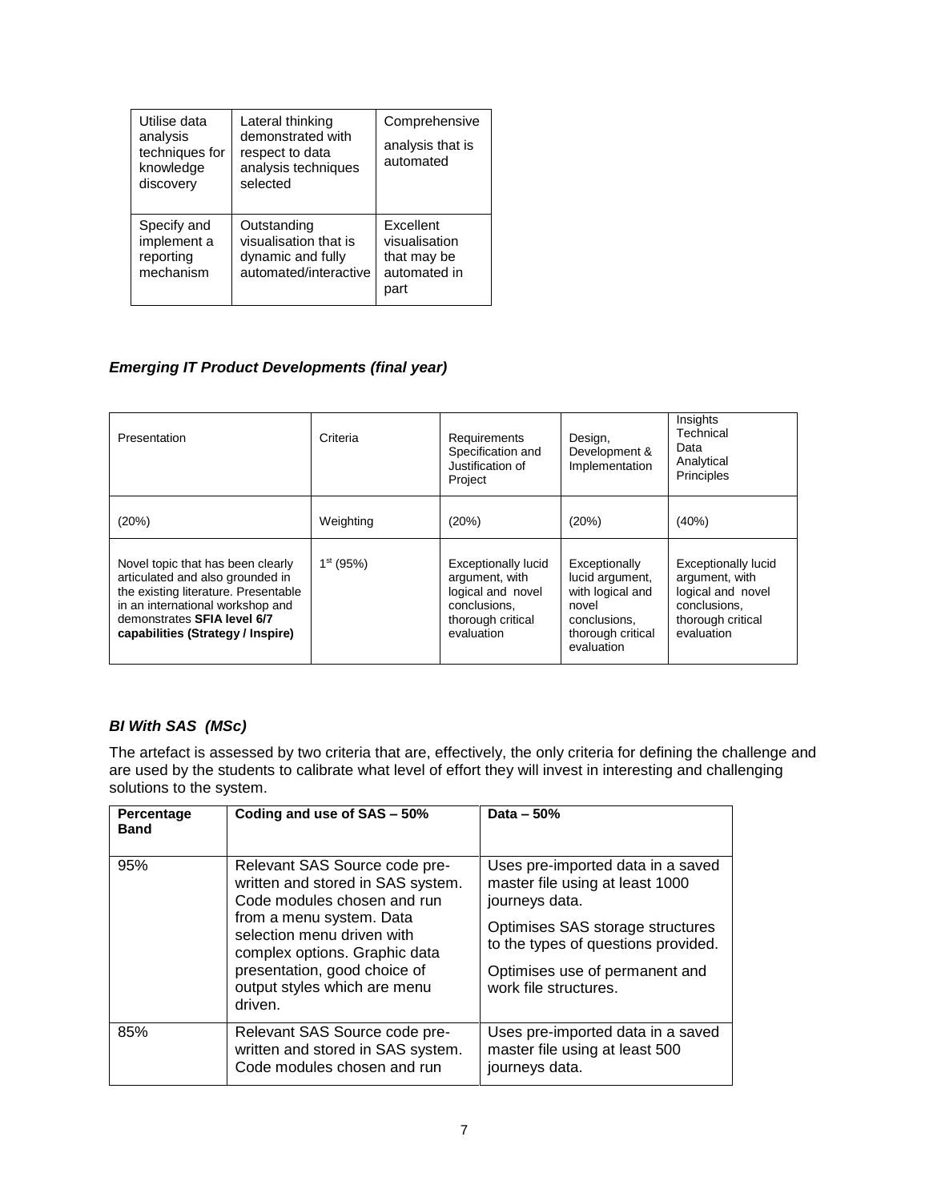| Utilise data analysis techniques for knowledge discovery | Lateral thinking demonstrated with respect to data analysis techniques selected | Comprehensive analysis that is automated |
|---|---|---|
| Specify and implement a reporting mechanism | Outstanding visualisation that is dynamic and fully automated/interactive | Excellent visualisation that may be automated in part |

### *Emerging IT Product Developments (final year)*

| Presentation | Criteria | Requirements Specification and Justification of Project | Design, Development & Implementation | Insights Technical Data Analytical Principles |
|---|---|---|---|---|
| (20%) | Weighting | (20%) | (20%) | (40%) |
| Novel topic that has been clearly articulated and also grounded in the existing literature. Presentable in an international workshop and demonstrates **SFIA level 6/7 capabilities (Strategy / Inspire)** | 1st (95%) | Exceptionally lucid argument, with logical and novel conclusions, thorough critical evaluation | Exceptionally lucid argument, with logical and novel conclusions, thorough critical evaluation | Exceptionally lucid argument, with logical and novel conclusions, thorough critical evaluation |

### *BI With SAS (MSc)*

The artefact is assessed by two criteria that are, effectively, the only criteria for defining the challenge and are used by the students to calibrate what level of effort they will invest in interesting and challenging solutions to the system.

| **Percentage Band** | **Coding and use of SAS – 50%** | **Data – 50%** |
|---|---|---|
| 95% | Relevant SAS Source code pre-written and stored in SAS system. Code modules chosen and run from a menu system. Data selection menu driven with complex options. Graphic data presentation, good choice of output styles which are menu driven. | Uses pre-imported data in a saved master file using at least 1000 journeys data. Optimises SAS storage structures to the types of questions provided. Optimises use of permanent and work file structures. |
| 85% | Relevant SAS Source code pre-written and stored in SAS system. Code modules chosen and run | Uses pre-imported data in a saved master file using at least 500 journeys data. |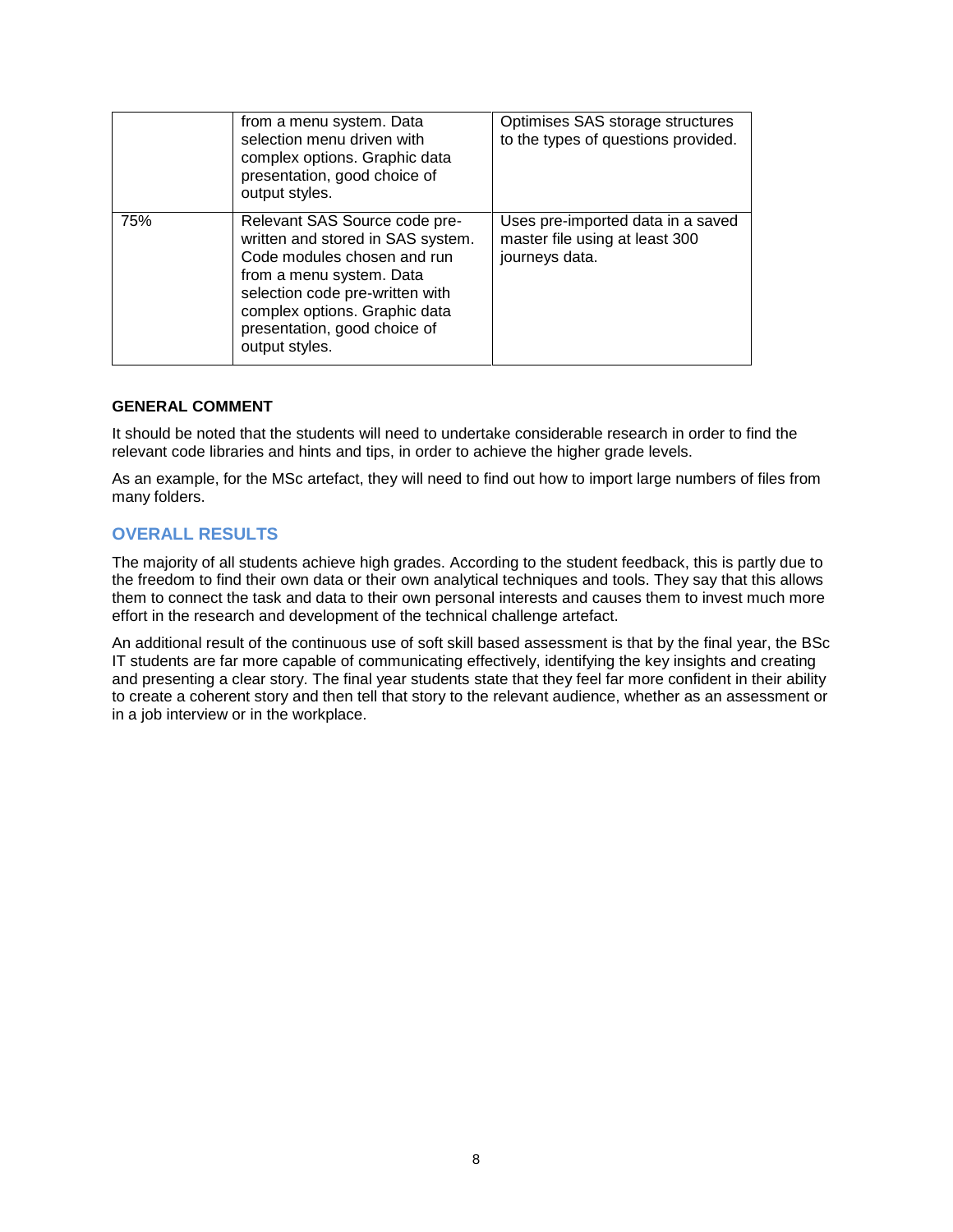| | | |
|---|---|---|
| | from a menu system. Data selection menu driven with complex options. Graphic data presentation, good choice of output styles. | Optimises SAS storage structures to the types of questions provided. |
| 75% | Relevant SAS Source code pre-written and stored in SAS system. Code modules chosen and run from a menu system. Data selection code pre-written with complex options. Graphic data presentation, good choice of output styles. | Uses pre-imported data in a saved master file using at least 300 journeys data. |

**GENERAL COMMENT**

It should be noted that the students will need to undertake considerable research in order to find the relevant code libraries and hints and tips, in order to achieve the higher grade levels.

As an example, for the MSc artefact, they will need to find out how to import large numbers of files from many folders.

## OVERALL RESULTS

The majority of all students achieve high grades. According to the student feedback, this is partly due to the freedom to find their own data or their own analytical techniques and tools. They say that this allows them to connect the task and data to their own personal interests and causes them to invest much more effort in the research and development of the technical challenge artefact.

An additional result of the continuous use of soft skill based assessment is that by the final year, the BSc IT students are far more capable of communicating effectively, identifying the key insights and creating and presenting a clear story. The final year students state that they feel far more confident in their ability to create a coherent story and then tell that story to the relevant audience, whether as an assessment or in a job interview or in the workplace.